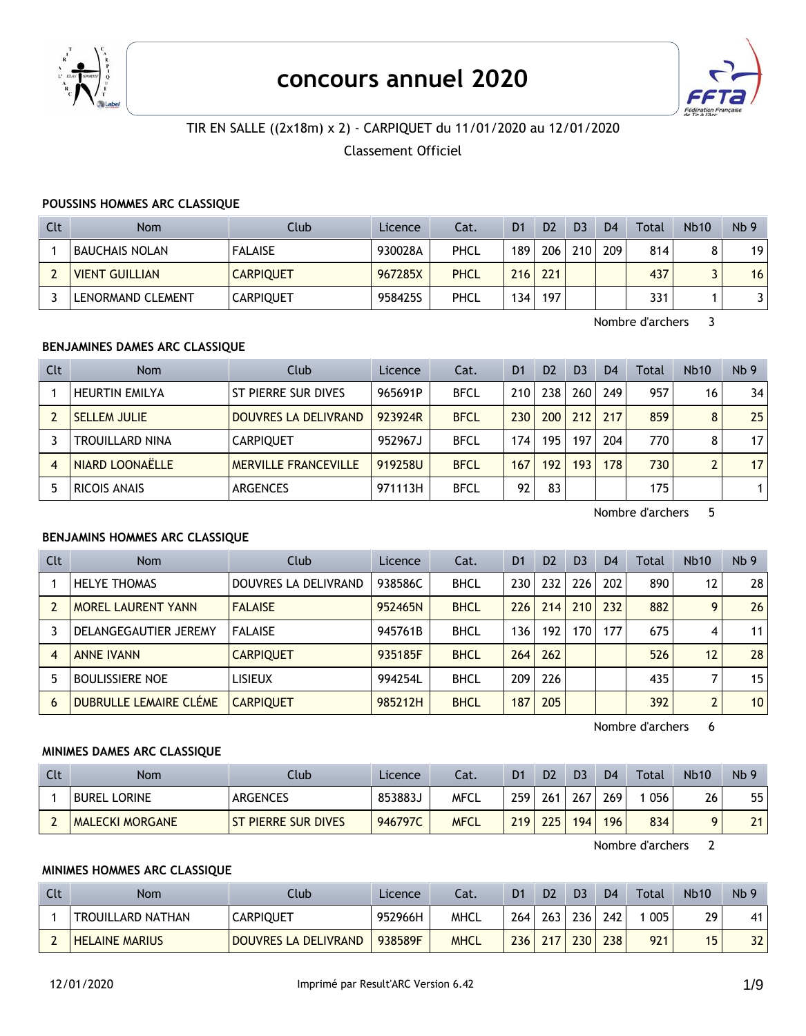# concours annuel 2020

TIR EN SALLE ((2x18m) x 2) - CARPIQUET du 11/01/2020 au 12/01/2020

Classement Officiel

### POUSSINS HOMMES ARC CLASSIQUE

| Clt | Nom | Club | Licence | Cat. | D1 | D2 | D3 | D4 | Total | Nb10 | Nb 9 |
|---|---|---|---|---|---|---|---|---|---|---|---|
| 1 | BAUCHAIS NOLAN | FALAISE | 930028A | PHCL | 189 | 206 | 210 | 209 | 814 | 8 | 19 |
| 2 | VIENT GUILLIAN | CARPIQUET | 967285X | PHCL | 216 | 221 | | | 437 | 3 | 16 |
| 3 | LENORMAND CLEMENT | CARPIQUET | 958425S | PHCL | 134 | 197 | | | 331 | 1 | 3 |

Nombre d'archers 3

### BENJAMINES DAMES ARC CLASSIQUE

| Clt | Nom | Club | Licence | Cat. | D1 | D2 | D3 | D4 | Total | Nb10 | Nb 9 |
|---|---|---|---|---|---|---|---|---|---|---|---|
| 1 | HEURTIN EMILYA | ST PIERRE SUR DIVES | 965691P | BFCL | 210 | 238 | 260 | 249 | 957 | 16 | 34 |
| 2 | SELLEM JULIE | DOUVRES LA DELIVRAND | 923924R | BFCL | 230 | 200 | 212 | 217 | 859 | 8 | 25 |
| 3 | TROUILLARD NINA | CARPIQUET | 952967J | BFCL | 174 | 195 | 197 | 204 | 770 | 8 | 17 |
| 4 | NIARD LOONAËLLE | MERVILLE FRANCEVILLE | 919258U | BFCL | 167 | 192 | 193 | 178 | 730 | 2 | 17 |
| 5 | RICOIS ANAIS | ARGENCES | 971113H | BFCL | 92 | 83 | | | 175 | | 1 |

Nombre d'archers 5

### BENJAMINS HOMMES ARC CLASSIQUE

| Clt | Nom | Club | Licence | Cat. | D1 | D2 | D3 | D4 | Total | Nb10 | Nb 9 |
|---|---|---|---|---|---|---|---|---|---|---|---|
| 1 | HELYE THOMAS | DOUVRES LA DELIVRAND | 938586C | BHCL | 230 | 232 | 226 | 202 | 890 | 12 | 28 |
| 2 | MOREL LAURENT YANN | FALAISE | 952465N | BHCL | 226 | 214 | 210 | 232 | 882 | 9 | 26 |
| 3 | DELANGEGAUTIER JEREMY | FALAISE | 945761B | BHCL | 136 | 192 | 170 | 177 | 675 | 4 | 11 |
| 4 | ANNE IVANN | CARPIQUET | 935185F | BHCL | 264 | 262 | | | 526 | 12 | 28 |
| 5 | BOULISSIERE NOE | LISIEUX | 994254L | BHCL | 209 | 226 | | | 435 | 7 | 15 |
| 6 | DUBRULLE LEMAIRE CLÉME | CARPIQUET | 985212H | BHCL | 187 | 205 | | | 392 | 2 | 10 |

Nombre d'archers 6

### MINIMES DAMES ARC CLASSIQUE

| Clt | Nom | Club | Licence | Cat. | D1 | D2 | D3 | D4 | Total | Nb10 | Nb 9 |
|---|---|---|---|---|---|---|---|---|---|---|---|
| 1 | BUREL LORINE | ARGENCES | 853883J | MFCL | 259 | 261 | 267 | 269 | 1 056 | 26 | 55 |
| 2 | MALECKI MORGANE | ST PIERRE SUR DIVES | 946797C | MFCL | 219 | 225 | 194 | 196 | 834 | 9 | 21 |

Nombre d'archers 2

### MINIMES HOMMES ARC CLASSIQUE

| Clt | Nom | Club | Licence | Cat. | D1 | D2 | D3 | D4 | Total | Nb10 | Nb 9 |
|---|---|---|---|---|---|---|---|---|---|---|---|
| 1 | TROUILLARD NATHAN | CARPIQUET | 952966H | MHCL | 264 | 263 | 236 | 242 | 1 005 | 29 | 41 |
| 2 | HELAINE MARIUS | DOUVRES LA DELIVRAND | 938589F | MHCL | 236 | 217 | 230 | 238 | 921 | 15 | 32 |

12/01/2020 Imprimé par Result'ARC Version 6.42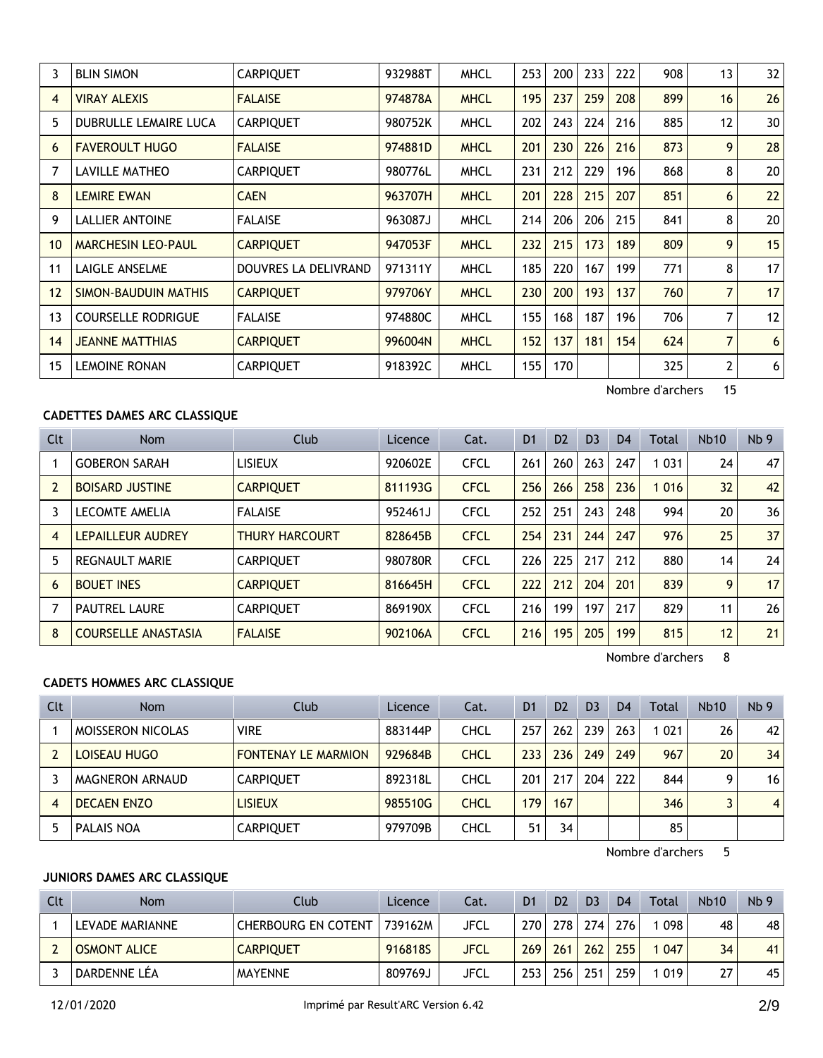| Clt | Nom | Club | Licence | Cat. | D1 | D2 | D3 | D4 | Total | Nb10 | Nb 9 |
|---|---|---|---|---|---|---|---|---|---|---|---|
| 3 | BLIN SIMON | CARPIQUET | 932988T | MHCL | 253 | 200 | 233 | 222 | 908 | 13 | 32 |
| 4 | VIRAY ALEXIS | FALAISE | 974878A | MHCL | 195 | 237 | 259 | 208 | 899 | 16 | 26 |
| 5 | DUBRULLE LEMAIRE LUCA | CARPIQUET | 980752K | MHCL | 202 | 243 | 224 | 216 | 885 | 12 | 30 |
| 6 | FAVEROULT HUGO | FALAISE | 974881D | MHCL | 201 | 230 | 226 | 216 | 873 | 9 | 28 |
| 7 | LAVILLE MATHEO | CARPIQUET | 980776L | MHCL | 231 | 212 | 229 | 196 | 868 | 8 | 20 |
| 8 | LEMIRE EWAN | CAEN | 963707H | MHCL | 201 | 228 | 215 | 207 | 851 | 6 | 22 |
| 9 | LALLIER ANTOINE | FALAISE | 963087J | MHCL | 214 | 206 | 206 | 215 | 841 | 8 | 20 |
| 10 | MARCHESIN LEO-PAUL | CARPIQUET | 947053F | MHCL | 232 | 215 | 173 | 189 | 809 | 9 | 15 |
| 11 | LAIGLE ANSELME | DOUVRES LA DELIVRAND | 971311Y | MHCL | 185 | 220 | 167 | 199 | 771 | 8 | 17 |
| 12 | SIMON-BAUDUIN MATHIS | CARPIQUET | 979706Y | MHCL | 230 | 200 | 193 | 137 | 760 | 7 | 17 |
| 13 | COURSELLE RODRIGUE | FALAISE | 974880C | MHCL | 155 | 168 | 187 | 196 | 706 | 7 | 12 |
| 14 | JEANNE MATTHIAS | CARPIQUET | 996004N | MHCL | 152 | 137 | 181 | 154 | 624 | 7 | 6 |
| 15 | LEMOINE RONAN | CARPIQUET | 918392C | MHCL | 155 | 170 | | | 325 | 2 | 6 |

Nombre d'archers 15

**CADETTES DAMES ARC CLASSIQUE**

| Clt | Nom | Club | Licence | Cat. | D1 | D2 | D3 | D4 | Total | Nb10 | Nb 9 |
|---|---|---|---|---|---|---|---|---|---|---|---|
| 1 | GOBERON SARAH | LISIEUX | 920602E | CFCL | 261 | 260 | 263 | 247 | 1 031 | 24 | 47 |
| 2 | BOISARD JUSTINE | CARPIQUET | 811193G | CFCL | 256 | 266 | 258 | 236 | 1 016 | 32 | 42 |
| 3 | LECOMTE AMELIA | FALAISE | 952461J | CFCL | 252 | 251 | 243 | 248 | 994 | 20 | 36 |
| 4 | LEPAILLEUR AUDREY | THURY HARCOURT | 828645B | CFCL | 254 | 231 | 244 | 247 | 976 | 25 | 37 |
| 5 | REGNAULT MARIE | CARPIQUET | 980780R | CFCL | 226 | 225 | 217 | 212 | 880 | 14 | 24 |
| 6 | BOUET INES | CARPIQUET | 816645H | CFCL | 222 | 212 | 204 | 201 | 839 | 9 | 17 |
| 7 | PAUTREL LAURE | CARPIQUET | 869190X | CFCL | 216 | 199 | 197 | 217 | 829 | 11 | 26 |
| 8 | COURSELLE ANASTASIA | FALAISE | 902106A | CFCL | 216 | 195 | 205 | 199 | 815 | 12 | 21 |

Nombre d'archers 8

**CADETS HOMMES ARC CLASSIQUE**

| Clt | Nom | Club | Licence | Cat. | D1 | D2 | D3 | D4 | Total | Nb10 | Nb 9 |
|---|---|---|---|---|---|---|---|---|---|---|---|
| 1 | MOISSERON NICOLAS | VIRE | 883144P | CHCL | 257 | 262 | 239 | 263 | 1 021 | 26 | 42 |
| 2 | LOISEAU HUGO | FONTENAY LE MARMION | 929684B | CHCL | 233 | 236 | 249 | 249 | 967 | 20 | 34 |
| 3 | MAGNERON ARNAUD | CARPIQUET | 892318L | CHCL | 201 | 217 | 204 | 222 | 844 | 9 | 16 |
| 4 | DECAEN ENZO | LISIEUX | 985510G | CHCL | 179 | 167 | | | 346 | 3 | 4 |
| 5 | PALAIS NOA | CARPIQUET | 979709B | CHCL | 51 | 34 | | | 85 | | |

Nombre d'archers 5

**JUNIORS DAMES ARC CLASSIQUE**

| Clt | Nom | Club | Licence | Cat. | D1 | D2 | D3 | D4 | Total | Nb10 | Nb 9 |
|---|---|---|---|---|---|---|---|---|---|---|---|
| 1 | LEVADE MARIANNE | CHERBOURG EN COTENT | 739162M | JFCL | 270 | 278 | 274 | 276 | 1 098 | 48 | 48 |
| 2 | OSMONT ALICE | CARPIQUET | 916818S | JFCL | 269 | 261 | 262 | 255 | 1 047 | 34 | 41 |
| 3 | DARDENNE LÉA | MAYENNE | 809769J | JFCL | 253 | 256 | 251 | 259 | 1 019 | 27 | 45 |

12/01/2020 Imprimé par Result'ARC Version 6.42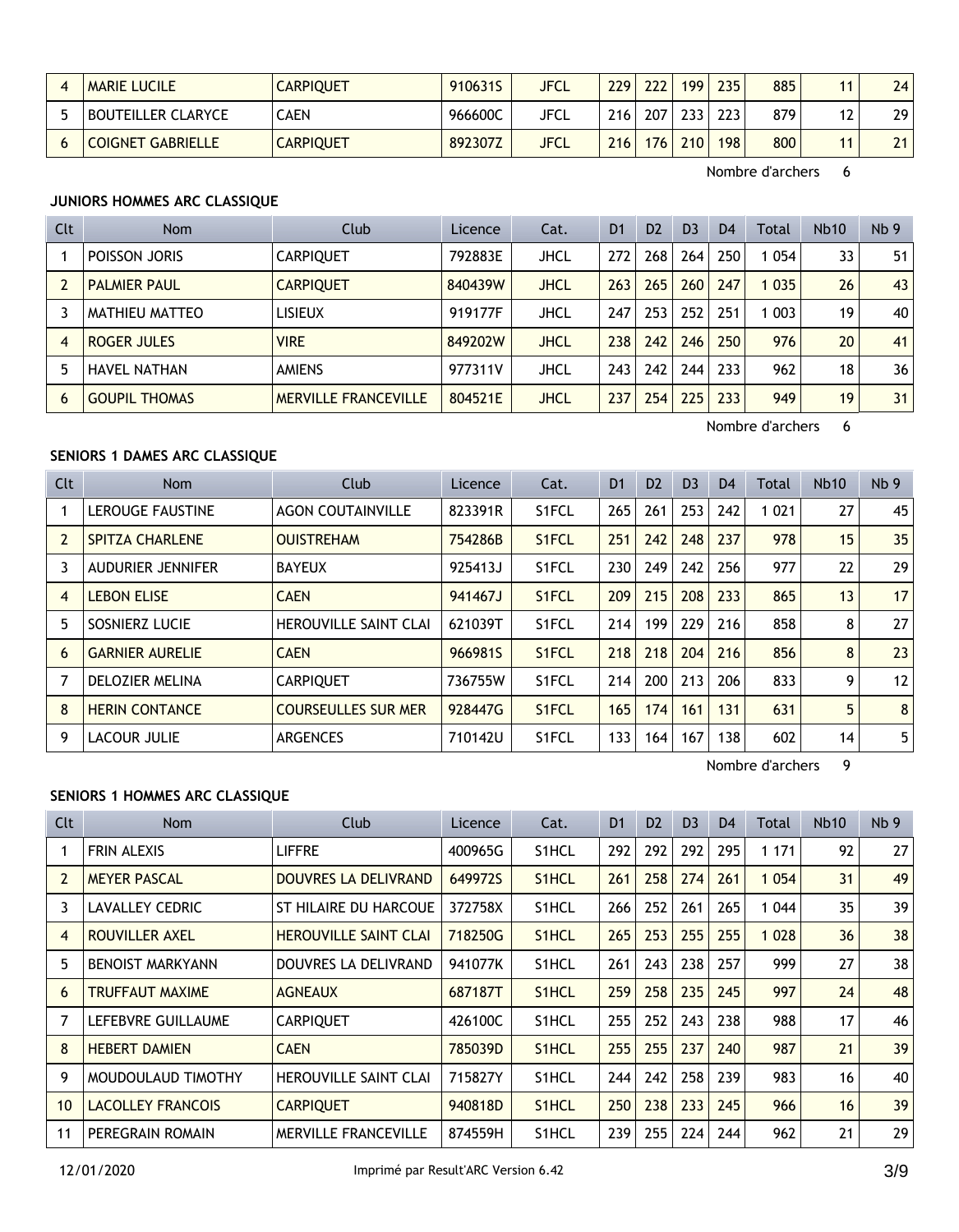| 4 | MARIE LUCILE | CARPIQUET | 910631S | JFCL | 229 | 222 | 199 | 235 | 885 | 11 | 24 |
|---|---|---|---|---|---|---|---|---|---|---|---|
| 5 | BOUTEILLER CLARYCE | CAEN | 966600C | JFCL | 216 | 207 | 233 | 223 | 879 | 12 | 29 |
| 6 | COIGNET GABRIELLE | CARPIQUET | 892307Z | JFCL | 216 | 176 | 210 | 198 | 800 | 11 | 21 |

Nombre d'archers 6

**JUNIORS HOMMES ARC CLASSIQUE**

| Clt | Nom | Club | Licence | Cat. | D1 | D2 | D3 | D4 | Total | Nb10 | Nb 9 |
|---|---|---|---|---|---|---|---|---|---|---|---|
| 1 | POISSON JORIS | CARPIQUET | 792883E | JHCL | 272 | 268 | 264 | 250 | 1 054 | 33 | 51 |
| 2 | PALMIER PAUL | CARPIQUET | 840439W | JHCL | 263 | 265 | 260 | 247 | 1 035 | 26 | 43 |
| 3 | MATHIEU MATTEO | LISIEUX | 919177F | JHCL | 247 | 253 | 252 | 251 | 1 003 | 19 | 40 |
| 4 | ROGER JULES | VIRE | 849202W | JHCL | 238 | 242 | 246 | 250 | 976 | 20 | 41 |
| 5 | HAVEL NATHAN | AMIENS | 977311V | JHCL | 243 | 242 | 244 | 233 | 962 | 18 | 36 |
| 6 | GOUPIL THOMAS | MERVILLE FRANCEVILLE | 804521E | JHCL | 237 | 254 | 225 | 233 | 949 | 19 | 31 |

Nombre d'archers 6

**SENIORS 1 DAMES ARC CLASSIQUE**

| Clt | Nom | Club | Licence | Cat. | D1 | D2 | D3 | D4 | Total | Nb10 | Nb 9 |
|---|---|---|---|---|---|---|---|---|---|---|---|
| 1 | LEROUGE FAUSTINE | AGON COUTAINVILLE | 823391R | S1FCL | 265 | 261 | 253 | 242 | 1 021 | 27 | 45 |
| 2 | SPITZA CHARLENE | OUISTREHAM | 754286B | S1FCL | 251 | 242 | 248 | 237 | 978 | 15 | 35 |
| 3 | AUDURIER JENNIFER | BAYEUX | 925413J | S1FCL | 230 | 249 | 242 | 256 | 977 | 22 | 29 |
| 4 | LEBON ELISE | CAEN | 941467J | S1FCL | 209 | 215 | 208 | 233 | 865 | 13 | 17 |
| 5 | SOSNIERZ LUCIE | HEROUVILLE SAINT CLAI | 621039T | S1FCL | 214 | 199 | 229 | 216 | 858 | 8 | 27 |
| 6 | GARNIER AURELIE | CAEN | 966981S | S1FCL | 218 | 218 | 204 | 216 | 856 | 8 | 23 |
| 7 | DELOZIER MELINA | CARPIQUET | 736755W | S1FCL | 214 | 200 | 213 | 206 | 833 | 9 | 12 |
| 8 | HERIN CONTANCE | COURSEULLES SUR MER | 928447G | S1FCL | 165 | 174 | 161 | 131 | 631 | 5 | 8 |
| 9 | LACOUR JULIE | ARGENCES | 710142U | S1FCL | 133 | 164 | 167 | 138 | 602 | 14 | 5 |

Nombre d'archers 9

**SENIORS 1 HOMMES ARC CLASSIQUE**

| Clt | Nom | Club | Licence | Cat. | D1 | D2 | D3 | D4 | Total | Nb10 | Nb 9 |
|---|---|---|---|---|---|---|---|---|---|---|---|
| 1 | FRIN ALEXIS | LIFFRE | 400965G | S1HCL | 292 | 292 | 292 | 295 | 1 171 | 92 | 27 |
| 2 | MEYER PASCAL | DOUVRES LA DELIVRAND | 649972S | S1HCL | 261 | 258 | 274 | 261 | 1 054 | 31 | 49 |
| 3 | LAVALLEY CEDRIC | ST HILAIRE DU HARCOUE | 372758X | S1HCL | 266 | 252 | 261 | 265 | 1 044 | 35 | 39 |
| 4 | ROUVILLER AXEL | HEROUVILLE SAINT CLAI | 718250G | S1HCL | 265 | 253 | 255 | 255 | 1 028 | 36 | 38 |
| 5 | BENOIST MARKYANN | DOUVRES LA DELIVRAND | 941077K | S1HCL | 261 | 243 | 238 | 257 | 999 | 27 | 38 |
| 6 | TRUFFAUT MAXIME | AGNEAUX | 687187T | S1HCL | 259 | 258 | 235 | 245 | 997 | 24 | 48 |
| 7 | LEFEBVRE GUILLAUME | CARPIQUET | 426100C | S1HCL | 255 | 252 | 243 | 238 | 988 | 17 | 46 |
| 8 | HEBERT DAMIEN | CAEN | 785039D | S1HCL | 255 | 255 | 237 | 240 | 987 | 21 | 39 |
| 9 | MOUDOULAUD TIMOTHY | HEROUVILLE SAINT CLAI | 715827Y | S1HCL | 244 | 242 | 258 | 239 | 983 | 16 | 40 |
| 10 | LACOLLEY FRANCOIS | CARPIQUET | 940818D | S1HCL | 250 | 238 | 233 | 245 | 966 | 16 | 39 |
| 11 | PEREGRAIN ROMAIN | MERVILLE FRANCEVILLE | 874559H | S1HCL | 239 | 255 | 224 | 244 | 962 | 21 | 29 |

12/01/2020 Imprimé par Result'ARC Version 6.42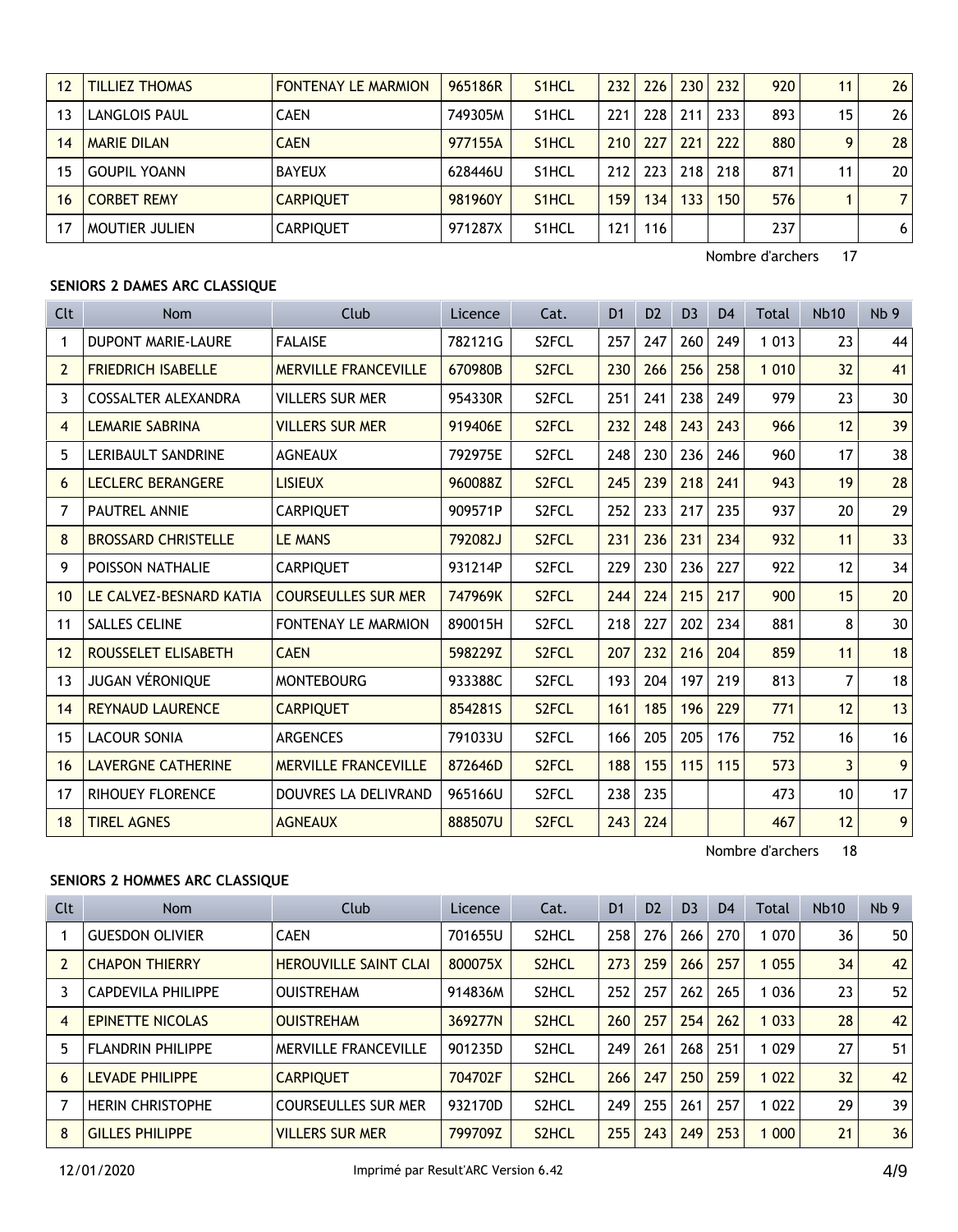| Clt | Nom | Club | Licence | Cat. | D1 | D2 | D3 | D4 | Total | Nb10 | Nb 9 |
|---|---|---|---|---|---|---|---|---|---|---|---|
| 12 | TILLIEZ THOMAS | FONTENAY LE MARMION | 965186R | S1HCL | 232 | 226 | 230 | 232 | 920 | 11 | 26 |
| 13 | LANGLOIS PAUL | CAEN | 749305M | S1HCL | 221 | 228 | 211 | 233 | 893 | 15 | 26 |
| 14 | MARIE DILAN | CAEN | 977155A | S1HCL | 210 | 227 | 221 | 222 | 880 | 9 | 28 |
| 15 | GOUPIL YOANN | BAYEUX | 628446U | S1HCL | 212 | 223 | 218 | 218 | 871 | 11 | 20 |
| 16 | CORBET REMY | CARPIQUET | 981960Y | S1HCL | 159 | 134 | 133 | 150 | 576 | 1 | 7 |
| 17 | MOUTIER JULIEN | CARPIQUET | 971287X | S1HCL | 121 | 116 | | | 237 | | 6 |

Nombre d'archers 17

**SENIORS 2 DAMES ARC CLASSIQUE**

| Clt | Nom | Club | Licence | Cat. | D1 | D2 | D3 | D4 | Total | Nb10 | Nb 9 |
|---|---|---|---|---|---|---|---|---|---|---|---|
| 1 | DUPONT MARIE-LAURE | FALAISE | 782121G | S2FCL | 257 | 247 | 260 | 249 | 1 013 | 23 | 44 |
| 2 | FRIEDRICH ISABELLE | MERVILLE FRANCEVILLE | 670980B | S2FCL | 230 | 266 | 256 | 258 | 1 010 | 32 | 41 |
| 3 | COSSALTER ALEXANDRA | VILLERS SUR MER | 954330R | S2FCL | 251 | 241 | 238 | 249 | 979 | 23 | 30 |
| 4 | LEMARIE SABRINA | VILLERS SUR MER | 919406E | S2FCL | 232 | 248 | 243 | 243 | 966 | 12 | 39 |
| 5 | LERIBAULT SANDRINE | AGNEAUX | 792975E | S2FCL | 248 | 230 | 236 | 246 | 960 | 17 | 38 |
| 6 | LECLERC BERANGERE | LISIEUX | 960088Z | S2FCL | 245 | 239 | 218 | 241 | 943 | 19 | 28 |
| 7 | PAUTREL ANNIE | CARPIQUET | 909571P | S2FCL | 252 | 233 | 217 | 235 | 937 | 20 | 29 |
| 8 | BROSSARD CHRISTELLE | LE MANS | 792082J | S2FCL | 231 | 236 | 231 | 234 | 932 | 11 | 33 |
| 9 | POISSON NATHALIE | CARPIQUET | 931214P | S2FCL | 229 | 230 | 236 | 227 | 922 | 12 | 34 |
| 10 | LE CALVEZ-BESNARD KATIA | COURSEULLES SUR MER | 747969K | S2FCL | 244 | 224 | 215 | 217 | 900 | 15 | 20 |
| 11 | SALLES CELINE | FONTENAY LE MARMION | 890015H | S2FCL | 218 | 227 | 202 | 234 | 881 | 8 | 30 |
| 12 | ROUSSELET ELISABETH | CAEN | 598229Z | S2FCL | 207 | 232 | 216 | 204 | 859 | 11 | 18 |
| 13 | JUGAN VÉRONIQUE | MONTEBOURG | 933388C | S2FCL | 193 | 204 | 197 | 219 | 813 | 7 | 18 |
| 14 | REYNAUD LAURENCE | CARPIQUET | 854281S | S2FCL | 161 | 185 | 196 | 229 | 771 | 12 | 13 |
| 15 | LACOUR SONIA | ARGENCES | 791033U | S2FCL | 166 | 205 | 205 | 176 | 752 | 16 | 16 |
| 16 | LAVERGNE CATHERINE | MERVILLE FRANCEVILLE | 872646D | S2FCL | 188 | 155 | 115 | 115 | 573 | 3 | 9 |
| 17 | RIHOUEY FLORENCE | DOUVRES LA DELIVRAND | 965166U | S2FCL | 238 | 235 | | | 473 | 10 | 17 |
| 18 | TIREL AGNES | AGNEAUX | 888507U | S2FCL | 243 | 224 | | | 467 | 12 | 9 |

Nombre d'archers 18

**SENIORS 2 HOMMES ARC CLASSIQUE**

| Clt | Nom | Club | Licence | Cat. | D1 | D2 | D3 | D4 | Total | Nb10 | Nb 9 |
|---|---|---|---|---|---|---|---|---|---|---|---|
| 1 | GUESDON OLIVIER | CAEN | 701655U | S2HCL | 258 | 276 | 266 | 270 | 1 070 | 36 | 50 |
| 2 | CHAPON THIERRY | HEROUVILLE SAINT CLAI | 800075X | S2HCL | 273 | 259 | 266 | 257 | 1 055 | 34 | 42 |
| 3 | CAPDEVILA PHILIPPE | OUISTREHAM | 914836M | S2HCL | 252 | 257 | 262 | 265 | 1 036 | 23 | 52 |
| 4 | EPINETTE NICOLAS | OUISTREHAM | 369277N | S2HCL | 260 | 257 | 254 | 262 | 1 033 | 28 | 42 |
| 5 | FLANDRIN PHILIPPE | MERVILLE FRANCEVILLE | 901235D | S2HCL | 249 | 261 | 268 | 251 | 1 029 | 27 | 51 |
| 6 | LEVADE PHILIPPE | CARPIQUET | 704702F | S2HCL | 266 | 247 | 250 | 259 | 1 022 | 32 | 42 |
| 7 | HERIN CHRISTOPHE | COURSEULLES SUR MER | 932170D | S2HCL | 249 | 255 | 261 | 257 | 1 022 | 29 | 39 |
| 8 | GILLES PHILIPPE | VILLERS SUR MER | 799709Z | S2HCL | 255 | 243 | 249 | 253 | 1 000 | 21 | 36 |

12/01/2020 Imprimé par Result'ARC Version 6.42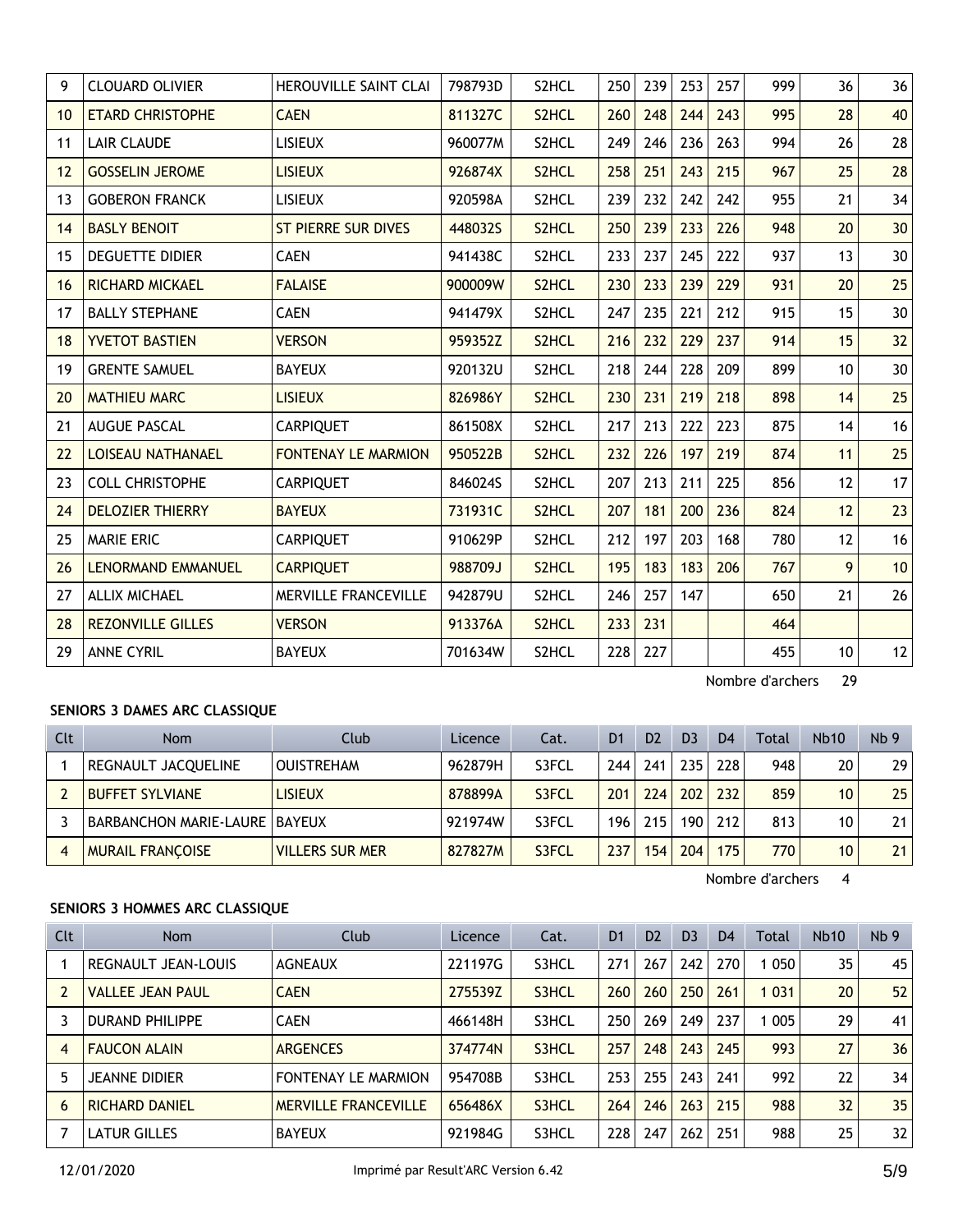| 9 | CLOUARD OLIVIER | HEROUVILLE SAINT CLAI | 798793D | S2HCL | 250 | 239 | 253 | 257 | 999 | 36 | 36 |
|---|---|---|---|---|---|---|---|---|---|---|---|
| 10 | ETARD CHRISTOPHE | CAEN | 811327C | S2HCL | 260 | 248 | 244 | 243 | 995 | 28 | 40 |
| 11 | LAIR CLAUDE | LISIEUX | 960077M | S2HCL | 249 | 246 | 236 | 263 | 994 | 26 | 28 |
| 12 | GOSSELIN JEROME | LISIEUX | 926874X | S2HCL | 258 | 251 | 243 | 215 | 967 | 25 | 28 |
| 13 | GOBERON FRANCK | LISIEUX | 920598A | S2HCL | 239 | 232 | 242 | 242 | 955 | 21 | 34 |
| 14 | BASLY BENOIT | ST PIERRE SUR DIVES | 448032S | S2HCL | 250 | 239 | 233 | 226 | 948 | 20 | 30 |
| 15 | DEGUETTE DIDIER | CAEN | 941438C | S2HCL | 233 | 237 | 245 | 222 | 937 | 13 | 30 |
| 16 | RICHARD MICKAEL | FALAISE | 900009W | S2HCL | 230 | 233 | 239 | 229 | 931 | 20 | 25 |
| 17 | BALLY STEPHANE | CAEN | 941479X | S2HCL | 247 | 235 | 221 | 212 | 915 | 15 | 30 |
| 18 | YVETOT BASTIEN | VERSON | 959352Z | S2HCL | 216 | 232 | 229 | 237 | 914 | 15 | 32 |
| 19 | GRENTE SAMUEL | BAYEUX | 920132U | S2HCL | 218 | 244 | 228 | 209 | 899 | 10 | 30 |
| 20 | MATHIEU MARC | LISIEUX | 826986Y | S2HCL | 230 | 231 | 219 | 218 | 898 | 14 | 25 |
| 21 | AUGUE PASCAL | CARPIQUET | 861508X | S2HCL | 217 | 213 | 222 | 223 | 875 | 14 | 16 |
| 22 | LOISEAU NATHANAEL | FONTENAY LE MARMION | 950522B | S2HCL | 232 | 226 | 197 | 219 | 874 | 11 | 25 |
| 23 | COLL CHRISTOPHE | CARPIQUET | 846024S | S2HCL | 207 | 213 | 211 | 225 | 856 | 12 | 17 |
| 24 | DELOZIER THIERRY | BAYEUX | 731931C | S2HCL | 207 | 181 | 200 | 236 | 824 | 12 | 23 |
| 25 | MARIE ERIC | CARPIQUET | 910629P | S2HCL | 212 | 197 | 203 | 168 | 780 | 12 | 16 |
| 26 | LENORMAND EMMANUEL | CARPIQUET | 988709J | S2HCL | 195 | 183 | 183 | 206 | 767 | 9 | 10 |
| 27 | ALLIX MICHAEL | MERVILLE FRANCEVILLE | 942879U | S2HCL | 246 | 257 | 147 | | 650 | 21 | 26 |
| 28 | REZONVILLE GILLES | VERSON | 913376A | S2HCL | 233 | 231 | | | 464 | | |
| 29 | ANNE CYRIL | BAYEUX | 701634W | S2HCL | 228 | 227 | | | 455 | 10 | 12 |

Nombre d'archers 29

### SENIORS 3 DAMES ARC CLASSIQUE

| Clt | Nom | Club | Licence | Cat. | D1 | D2 | D3 | D4 | Total | Nb10 | Nb 9 |
|---|---|---|---|---|---|---|---|---|---|---|---|
| 1 | REGNAULT JACQUELINE | OUISTREHAM | 962879H | S3FCL | 244 | 241 | 235 | 228 | 948 | 20 | 29 |
| 2 | BUFFET SYLVIANE | LISIEUX | 878899A | S3FCL | 201 | 224 | 202 | 232 | 859 | 10 | 25 |
| 3 | BARBANCHON MARIE-LAURE | BAYEUX | 921974W | S3FCL | 196 | 215 | 190 | 212 | 813 | 10 | 21 |
| 4 | MURAIL FRANÇOISE | VILLERS SUR MER | 827827M | S3FCL | 237 | 154 | 204 | 175 | 770 | 10 | 21 |

Nombre d'archers 4

### SENIORS 3 HOMMES ARC CLASSIQUE

| Clt | Nom | Club | Licence | Cat. | D1 | D2 | D3 | D4 | Total | Nb10 | Nb 9 |
|---|---|---|---|---|---|---|---|---|---|---|---|
| 1 | REGNAULT JEAN-LOUIS | AGNEAUX | 221197G | S3HCL | 271 | 267 | 242 | 270 | 1 050 | 35 | 45 |
| 2 | VALLEE JEAN PAUL | CAEN | 275539Z | S3HCL | 260 | 260 | 250 | 261 | 1 031 | 20 | 52 |
| 3 | DURAND PHILIPPE | CAEN | 466148H | S3HCL | 250 | 269 | 249 | 237 | 1 005 | 29 | 41 |
| 4 | FAUCON ALAIN | ARGENCES | 374774N | S3HCL | 257 | 248 | 243 | 245 | 993 | 27 | 36 |
| 5 | JEANNE DIDIER | FONTENAY LE MARMION | 954708B | S3HCL | 253 | 255 | 243 | 241 | 992 | 22 | 34 |
| 6 | RICHARD DANIEL | MERVILLE FRANCEVILLE | 656486X | S3HCL | 264 | 246 | 263 | 215 | 988 | 32 | 35 |
| 7 | LATUR GILLES | BAYEUX | 921984G | S3HCL | 228 | 247 | 262 | 251 | 988 | 25 | 32 |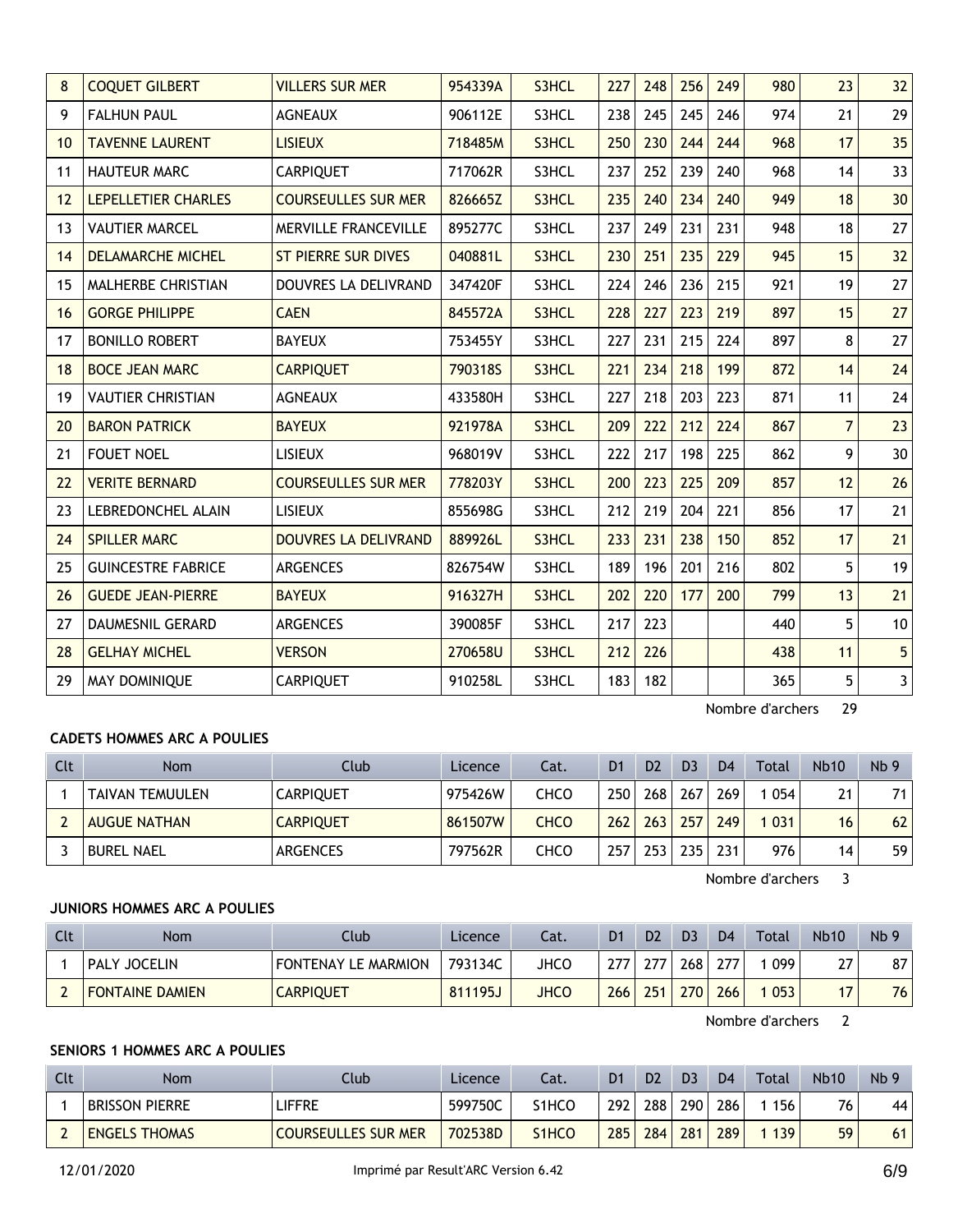| 8 | COQUET GILBERT | VILLERS SUR MER | 954339A | S3HCL | 227 | 248 | 256 | 249 | 980 | 23 | 32 |
|---|---|---|---|---|---|---|---|---|---|---|---|
| 9 | FALHUN PAUL | AGNEAUX | 906112E | S3HCL | 238 | 245 | 245 | 246 | 974 | 21 | 29 |
| 10 | TAVENNE LAURENT | LISIEUX | 718485M | S3HCL | 250 | 230 | 244 | 244 | 968 | 17 | 35 |
| 11 | HAUTEUR MARC | CARPIQUET | 717062R | S3HCL | 237 | 252 | 239 | 240 | 968 | 14 | 33 |
| 12 | LEPELLETIER CHARLES | COURSEULLES SUR MER | 826665Z | S3HCL | 235 | 240 | 234 | 240 | 949 | 18 | 30 |
| 13 | VAUTIER MARCEL | MERVILLE FRANCEVILLE | 895277C | S3HCL | 237 | 249 | 231 | 231 | 948 | 18 | 27 |
| 14 | DELAMARCHE MICHEL | ST PIERRE SUR DIVES | 040881L | S3HCL | 230 | 251 | 235 | 229 | 945 | 15 | 32 |
| 15 | MALHERBE CHRISTIAN | DOUVRES LA DELIVRAND | 347420F | S3HCL | 224 | 246 | 236 | 215 | 921 | 19 | 27 |
| 16 | GORGE PHILIPPE | CAEN | 845572A | S3HCL | 228 | 227 | 223 | 219 | 897 | 15 | 27 |
| 17 | BONILLO ROBERT | BAYEUX | 753455Y | S3HCL | 227 | 231 | 215 | 224 | 897 | 8 | 27 |
| 18 | BOCE JEAN MARC | CARPIQUET | 790318S | S3HCL | 221 | 234 | 218 | 199 | 872 | 14 | 24 |
| 19 | VAUTIER CHRISTIAN | AGNEAUX | 433580H | S3HCL | 227 | 218 | 203 | 223 | 871 | 11 | 24 |
| 20 | BARON PATRICK | BAYEUX | 921978A | S3HCL | 209 | 222 | 212 | 224 | 867 | 7 | 23 |
| 21 | FOUET NOEL | LISIEUX | 968019V | S3HCL | 222 | 217 | 198 | 225 | 862 | 9 | 30 |
| 22 | VERITE BERNARD | COURSEULLES SUR MER | 778203Y | S3HCL | 200 | 223 | 225 | 209 | 857 | 12 | 26 |
| 23 | LEBREDONCHEL ALAIN | LISIEUX | 855698G | S3HCL | 212 | 219 | 204 | 221 | 856 | 17 | 21 |
| 24 | SPILLER MARC | DOUVRES LA DELIVRAND | 889926L | S3HCL | 233 | 231 | 238 | 150 | 852 | 17 | 21 |
| 25 | GUINCESTRE FABRICE | ARGENCES | 826754W | S3HCL | 189 | 196 | 201 | 216 | 802 | 5 | 19 |
| 26 | GUEDE JEAN-PIERRE | BAYEUX | 916327H | S3HCL | 202 | 220 | 177 | 200 | 799 | 13 | 21 |
| 27 | DAUMESNIL GERARD | ARGENCES | 390085F | S3HCL | 217 | 223 | | | 440 | 5 | 10 |
| 28 | GELHAY MICHEL | VERSON | 270658U | S3HCL | 212 | 226 | | | 438 | 11 | 5 |
| 29 | MAY DOMINIQUE | CARPIQUET | 910258L | S3HCL | 183 | 182 | | | 365 | 5 | 3 |

Nombre d'archers 29

#### CADETS HOMMES ARC A POULIES

| Clt | Nom | Club | Licence | Cat. | D1 | D2 | D3 | D4 | Total | Nb10 | Nb 9 |
|---|---|---|---|---|---|---|---|---|---|---|---|
| 1 | TAIVAN TEMUULEN | CARPIQUET | 975426W | CHCO | 250 | 268 | 267 | 269 | 1 054 | 21 | 71 |
| 2 | AUGUE NATHAN | CARPIQUET | 861507W | CHCO | 262 | 263 | 257 | 249 | 1 031 | 16 | 62 |
| 3 | BUREL NAEL | ARGENCES | 797562R | CHCO | 257 | 253 | 235 | 231 | 976 | 14 | 59 |

Nombre d'archers 3

#### JUNIORS HOMMES ARC A POULIES

| Clt | Nom | Club | Licence | Cat. | D1 | D2 | D3 | D4 | Total | Nb10 | Nb 9 |
|---|---|---|---|---|---|---|---|---|---|---|---|
| 1 | PALY JOCELIN | FONTENAY LE MARMION | 793134C | JHCO | 277 | 277 | 268 | 277 | 1 099 | 27 | 87 |
| 2 | FONTAINE DAMIEN | CARPIQUET | 811195J | JHCO | 266 | 251 | 270 | 266 | 1 053 | 17 | 76 |

Nombre d'archers 2

#### SENIORS 1 HOMMES ARC A POULIES

| Clt | Nom | Club | Licence | Cat. | D1 | D2 | D3 | D4 | Total | Nb10 | Nb 9 |
|---|---|---|---|---|---|---|---|---|---|---|---|
| 1 | BRISSON PIERRE | LIFFRE | 599750C | S1HCO | 292 | 288 | 290 | 286 | 1 156 | 76 | 44 |
| 2 | ENGELS THOMAS | COURSEULLES SUR MER | 702538D | S1HCO | 285 | 284 | 281 | 289 | 1 139 | 59 | 61 |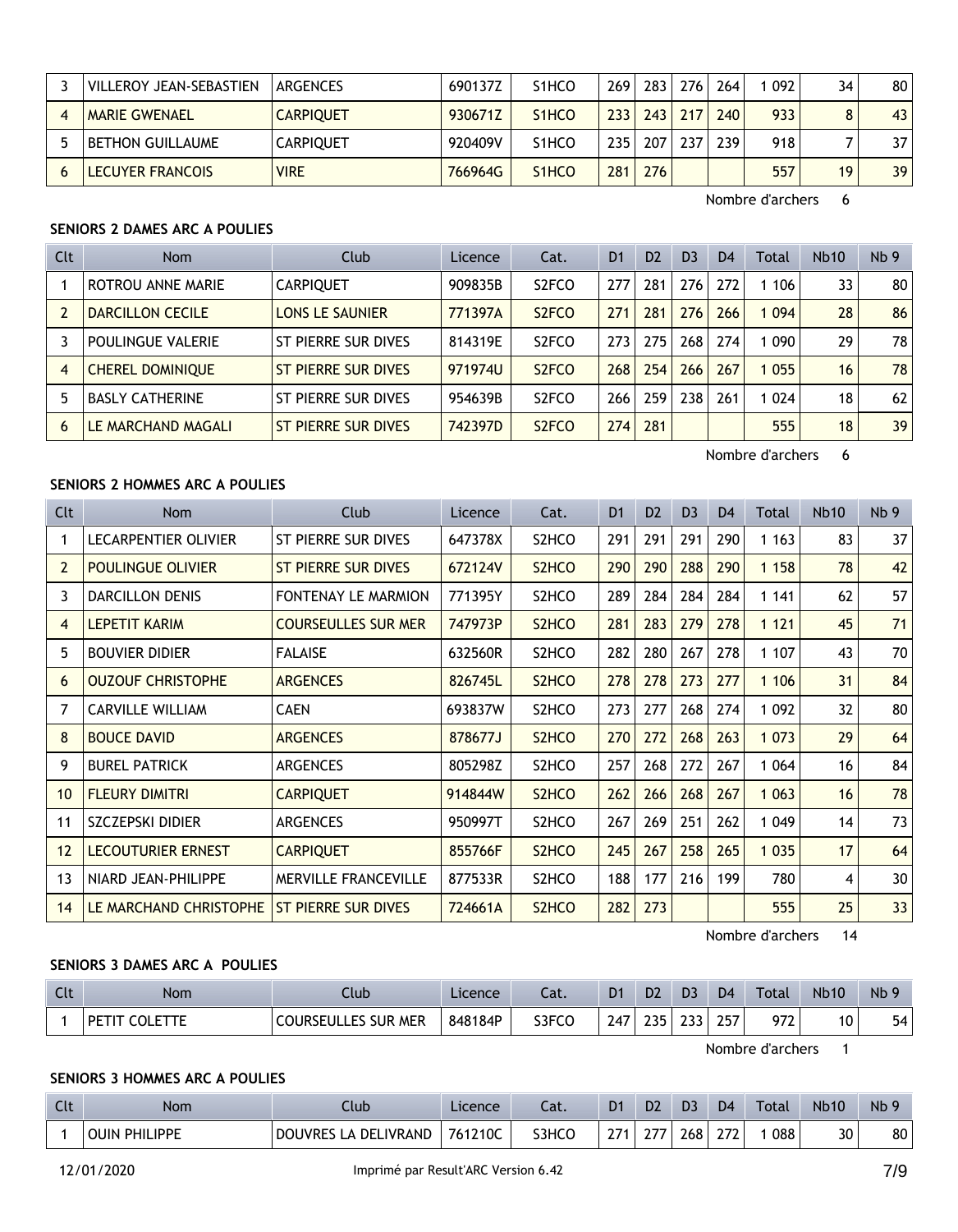| Clt | Nom | Club | Licence | Cat. | D1 | D2 | D3 | D4 | Total | Nb10 | Nb 9 |
|---|---|---|---|---|---|---|---|---|---|---|---|
| 3 | VILLEROY JEAN-SEBASTIEN | ARGENCES | 690137Z | S1HCO | 269 | 283 | 276 | 264 | 1 092 | 34 | 80 |
| 4 | MARIE GWENAEL | CARPIQUET | 930671Z | S1HCO | 233 | 243 | 217 | 240 | 933 | 8 | 43 |
| 5 | BETHON GUILLAUME | CARPIQUET | 920409V | S1HCO | 235 | 207 | 237 | 239 | 918 | 7 | 37 |
| 6 | LECUYER FRANCOIS | VIRE | 766964G | S1HCO | 281 | 276 | | | 557 | 19 | 39 |

Nombre d'archers 6

**SENIORS 2 DAMES ARC A POULIES**

| Clt | Nom | Club | Licence | Cat. | D1 | D2 | D3 | D4 | Total | Nb10 | Nb 9 |
|---|---|---|---|---|---|---|---|---|---|---|---|
| 1 | ROTROU ANNE MARIE | CARPIQUET | 909835B | S2FCO | 277 | 281 | 276 | 272 | 1 106 | 33 | 80 |
| 2 | DARCILLON CECILE | LONS LE SAUNIER | 771397A | S2FCO | 271 | 281 | 276 | 266 | 1 094 | 28 | 86 |
| 3 | POULINGUE VALERIE | ST PIERRE SUR DIVES | 814319E | S2FCO | 273 | 275 | 268 | 274 | 1 090 | 29 | 78 |
| 4 | CHEREL DOMINIQUE | ST PIERRE SUR DIVES | 971974U | S2FCO | 268 | 254 | 266 | 267 | 1 055 | 16 | 78 |
| 5 | BASLY CATHERINE | ST PIERRE SUR DIVES | 954639B | S2FCO | 266 | 259 | 238 | 261 | 1 024 | 18 | 62 |
| 6 | LE MARCHAND MAGALI | ST PIERRE SUR DIVES | 742397D | S2FCO | 274 | 281 | | | 555 | 18 | 39 |

Nombre d'archers 6

**SENIORS 2 HOMMES ARC A POULIES**

| Clt | Nom | Club | Licence | Cat. | D1 | D2 | D3 | D4 | Total | Nb10 | Nb 9 |
|---|---|---|---|---|---|---|---|---|---|---|---|
| 1 | LECARPENTIER OLIVIER | ST PIERRE SUR DIVES | 647378X | S2HCO | 291 | 291 | 291 | 290 | 1 163 | 83 | 37 |
| 2 | POULINGUE OLIVIER | ST PIERRE SUR DIVES | 672124V | S2HCO | 290 | 290 | 288 | 290 | 1 158 | 78 | 42 |
| 3 | DARCILLON DENIS | FONTENAY LE MARMION | 771395Y | S2HCO | 289 | 284 | 284 | 284 | 1 141 | 62 | 57 |
| 4 | LEPETIT KARIM | COURSEULLES SUR MER | 747973P | S2HCO | 281 | 283 | 279 | 278 | 1 121 | 45 | 71 |
| 5 | BOUVIER DIDIER | FALAISE | 632560R | S2HCO | 282 | 280 | 267 | 278 | 1 107 | 43 | 70 |
| 6 | OUZOUF CHRISTOPHE | ARGENCES | 826745L | S2HCO | 278 | 278 | 273 | 277 | 1 106 | 31 | 84 |
| 7 | CARVILLE WILLIAM | CAEN | 693837W | S2HCO | 273 | 277 | 268 | 274 | 1 092 | 32 | 80 |
| 8 | BOUCE DAVID | ARGENCES | 878677J | S2HCO | 270 | 272 | 268 | 263 | 1 073 | 29 | 64 |
| 9 | BUREL PATRICK | ARGENCES | 805298Z | S2HCO | 257 | 268 | 272 | 267 | 1 064 | 16 | 84 |
| 10 | FLEURY DIMITRI | CARPIQUET | 914844W | S2HCO | 262 | 266 | 268 | 267 | 1 063 | 16 | 78 |
| 11 | SZCZEPSKI DIDIER | ARGENCES | 950997T | S2HCO | 267 | 269 | 251 | 262 | 1 049 | 14 | 73 |
| 12 | LECOUTURIER ERNEST | CARPIQUET | 855766F | S2HCO | 245 | 267 | 258 | 265 | 1 035 | 17 | 64 |
| 13 | NIARD JEAN-PHILIPPE | MERVILLE FRANCEVILLE | 877533R | S2HCO | 188 | 177 | 216 | 199 | 780 | 4 | 30 |
| 14 | LE MARCHAND CHRISTOPHE | ST PIERRE SUR DIVES | 724661A | S2HCO | 282 | 273 | | | 555 | 25 | 33 |

Nombre d'archers 14

**SENIORS 3 DAMES ARC A POULIES**

| Clt | Nom | Club | Licence | Cat. | D1 | D2 | D3 | D4 | Total | Nb10 | Nb 9 |
|---|---|---|---|---|---|---|---|---|---|---|---|
| 1 | PETIT COLETTE | COURSEULLES SUR MER | 848184P | S3FCO | 247 | 235 | 233 | 257 | 972 | 10 | 54 |

Nombre d'archers 1

**SENIORS 3 HOMMES ARC A POULIES**

| Clt | Nom | Club | Licence | Cat. | D1 | D2 | D3 | D4 | Total | Nb10 | Nb 9 |
|---|---|---|---|---|---|---|---|---|---|---|---|
| 1 | OUIN PHILIPPE | DOUVRES LA DELIVRAND | 761210C | S3HCO | 271 | 277 | 268 | 272 | 1 088 | 30 | 80 |

12/01/2020 Imprimé par Result'ARC Version 6.42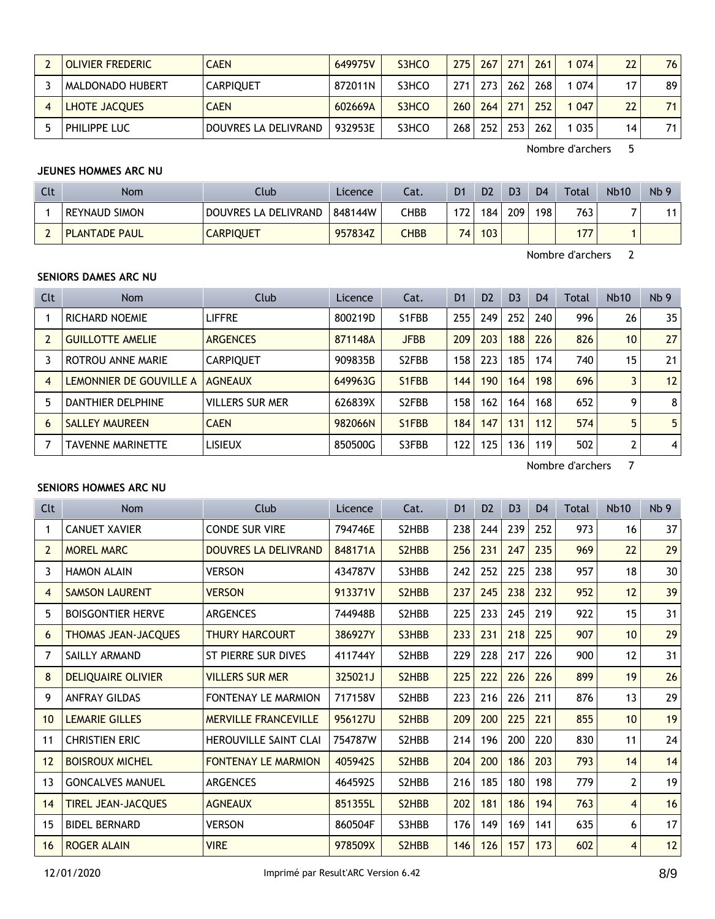| 2 | OLIVIER FREDERIC | CAEN | 649975V | S3HCO | 275 | 267 | 271 | 261 | 1 074 | 22 | 76 |
|---|---|---|---|---|---|---|---|---|---|---|---|
| 3 | MALDONADO HUBERT | CARPIQUET | 872011N | S3HCO | 271 | 273 | 262 | 268 | 1 074 | 17 | 89 |
| 4 | LHOTE JACQUES | CAEN | 602669A | S3HCO | 260 | 264 | 271 | 252 | 1 047 | 22 | 71 |
| 5 | PHILIPPE LUC | DOUVRES LA DELIVRAND | 932953E | S3HCO | 268 | 252 | 253 | 262 | 1 035 | 14 | 71 |

Nombre d'archers 5

**JEUNES HOMMES ARC NU**

| Clt | Nom | Club | Licence | Cat. | D1 | D2 | D3 | D4 | Total | Nb10 | Nb 9 |
|---|---|---|---|---|---|---|---|---|---|---|---|
| 1 | REYNAUD SIMON | DOUVRES LA DELIVRAND | 848144W | CHBB | 172 | 184 | 209 | 198 | 763 | 7 | 11 |
| 2 | PLANTADE PAUL | CARPIQUET | 957834Z | CHBB | 74 | 103 | | | 177 | 1 | |

Nombre d'archers 2

**SENIORS DAMES ARC NU**

| Clt | Nom | Club | Licence | Cat. | D1 | D2 | D3 | D4 | Total | Nb10 | Nb 9 |
|---|---|---|---|---|---|---|---|---|---|---|---|
| 1 | RICHARD NOEMIE | LIFFRE | 800219D | S1FBB | 255 | 249 | 252 | 240 | 996 | 26 | 35 |
| 2 | GUILLOTTE AMELIE | ARGENCES | 871148A | JFBB | 209 | 203 | 188 | 226 | 826 | 10 | 27 |
| 3 | ROTROU ANNE MARIE | CARPIQUET | 909835B | S2FBB | 158 | 223 | 185 | 174 | 740 | 15 | 21 |
| 4 | LEMONNIER DE GOUVILLE A | AGNEAUX | 649963G | S1FBB | 144 | 190 | 164 | 198 | 696 | 3 | 12 |
| 5 | DANTHIER DELPHINE | VILLERS SUR MER | 626839X | S2FBB | 158 | 162 | 164 | 168 | 652 | 9 | 8 |
| 6 | SALLEY MAUREEN | CAEN | 982066N | S1FBB | 184 | 147 | 131 | 112 | 574 | 5 | 5 |
| 7 | TAVENNE MARINETTE | LISIEUX | 850500G | S3FBB | 122 | 125 | 136 | 119 | 502 | 2 | 4 |

Nombre d'archers 7

**SENIORS HOMMES ARC NU**

| Clt | Nom | Club | Licence | Cat. | D1 | D2 | D3 | D4 | Total | Nb10 | Nb 9 |
|---|---|---|---|---|---|---|---|---|---|---|---|
| 1 | CANUET XAVIER | CONDE SUR VIRE | 794746E | S2HBB | 238 | 244 | 239 | 252 | 973 | 16 | 37 |
| 2 | MOREL MARC | DOUVRES LA DELIVRAND | 848171A | S2HBB | 256 | 231 | 247 | 235 | 969 | 22 | 29 |
| 3 | HAMON ALAIN | VERSON | 434787V | S3HBB | 242 | 252 | 225 | 238 | 957 | 18 | 30 |
| 4 | SAMSON LAURENT | VERSON | 913371V | S2HBB | 237 | 245 | 238 | 232 | 952 | 12 | 39 |
| 5 | BOISGONTIER HERVE | ARGENCES | 744948B | S2HBB | 225 | 233 | 245 | 219 | 922 | 15 | 31 |
| 6 | THOMAS JEAN-JACQUES | THURY HARCOURT | 386927Y | S3HBB | 233 | 231 | 218 | 225 | 907 | 10 | 29 |
| 7 | SAILLY ARMAND | ST PIERRE SUR DIVES | 411744Y | S2HBB | 229 | 228 | 217 | 226 | 900 | 12 | 31 |
| 8 | DELIQUAIRE OLIVIER | VILLERS SUR MER | 325021J | S2HBB | 225 | 222 | 226 | 226 | 899 | 19 | 26 |
| 9 | ANFRAY GILDAS | FONTENAY LE MARMION | 717158V | S2HBB | 223 | 216 | 226 | 211 | 876 | 13 | 29 |
| 10 | LEMARIE GILLES | MERVILLE FRANCEVILLE | 956127U | S2HBB | 209 | 200 | 225 | 221 | 855 | 10 | 19 |
| 11 | CHRISTIEN ERIC | HEROUVILLE SAINT CLAI | 754787W | S2HBB | 214 | 196 | 200 | 220 | 830 | 11 | 24 |
| 12 | BOISROUX MICHEL | FONTENAY LE MARMION | 405942S | S2HBB | 204 | 200 | 186 | 203 | 793 | 14 | 14 |
| 13 | GONCALVES MANUEL | ARGENCES | 464592S | S2HBB | 216 | 185 | 180 | 198 | 779 | 2 | 19 |
| 14 | TIREL JEAN-JACQUES | AGNEAUX | 851355L | S2HBB | 202 | 181 | 186 | 194 | 763 | 4 | 16 |
| 15 | BIDEL BERNARD | VERSON | 860504F | S3HBB | 176 | 149 | 169 | 141 | 635 | 6 | 17 |
| 16 | ROGER ALAIN | VIRE | 978509X | S2HBB | 146 | 126 | 157 | 173 | 602 | 4 | 12 |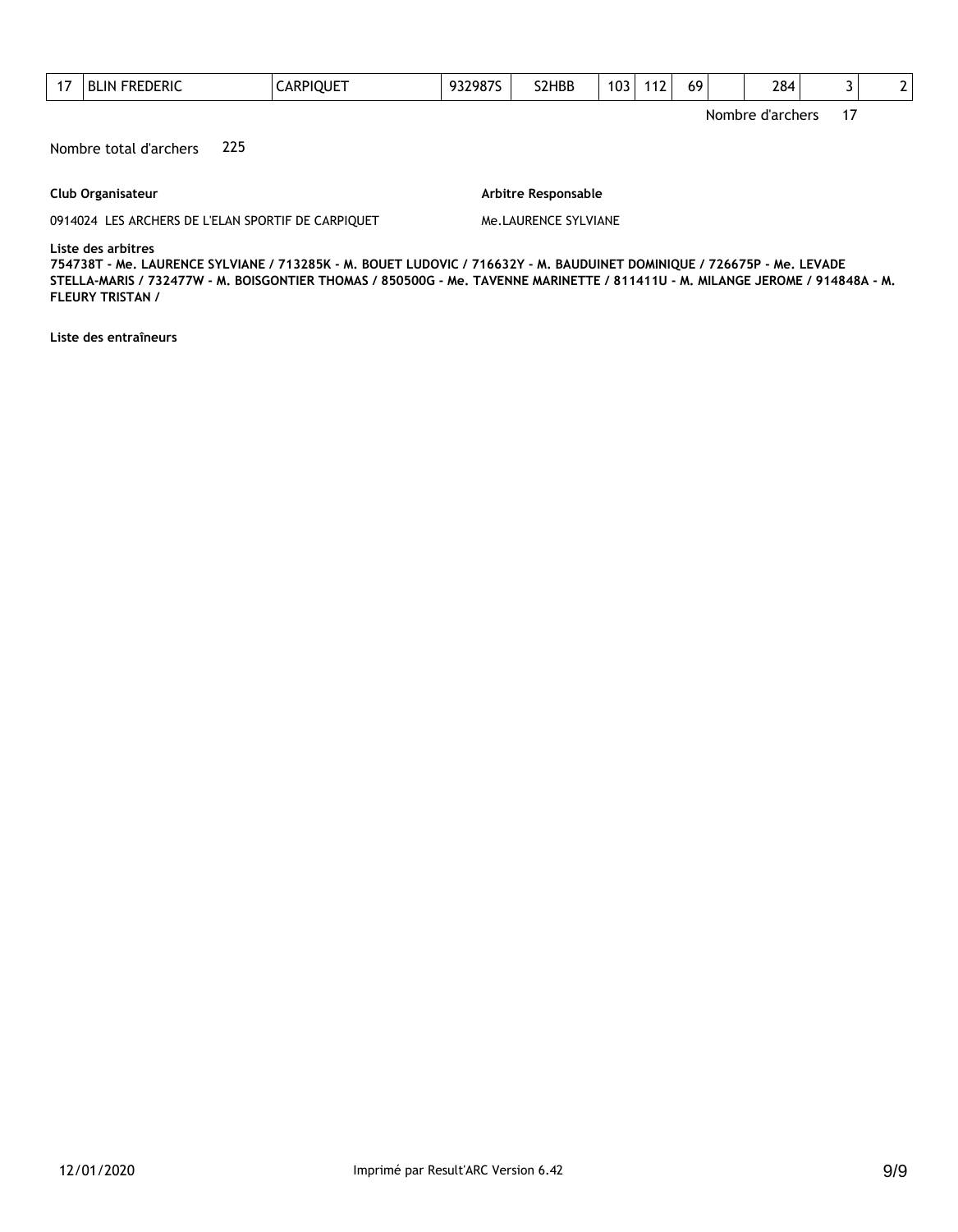| | | | | | | | | | | | |
|---|---|---|---|---|---|---|---|---|---|---|---|
| 17 | BLIN FREDERIC | CARPIQUET | 932987S | S2HBB | 103 | 112 | 69 | | 284 | 3 | 2 |

Nombre d'archers 17

Nombre total d'archers 225

**Club Organisateur**

0914024 LES ARCHERS DE L'ELAN SPORTIF DE CARPIQUET

**Arbitre Responsable**

Me.LAURENCE SYLVIANE

**Liste des arbitres**

**754738T - Me. LAURENCE SYLVIANE / 713285K - M. BOUET LUDOVIC / 716632Y - M. BAUDUINET DOMINIQUE / 726675P - Me. LEVADE STELLA-MARIS / 732477W - M. BOISGONTIER THOMAS / 850500G - Me. TAVENNE MARINETTE / 811411U - M. MILANGE JEROME / 914848A - M. FLEURY TRISTAN /**

**Liste des entraîneurs**

12/01/2020 Imprimé par Result'ARC Version 6.42